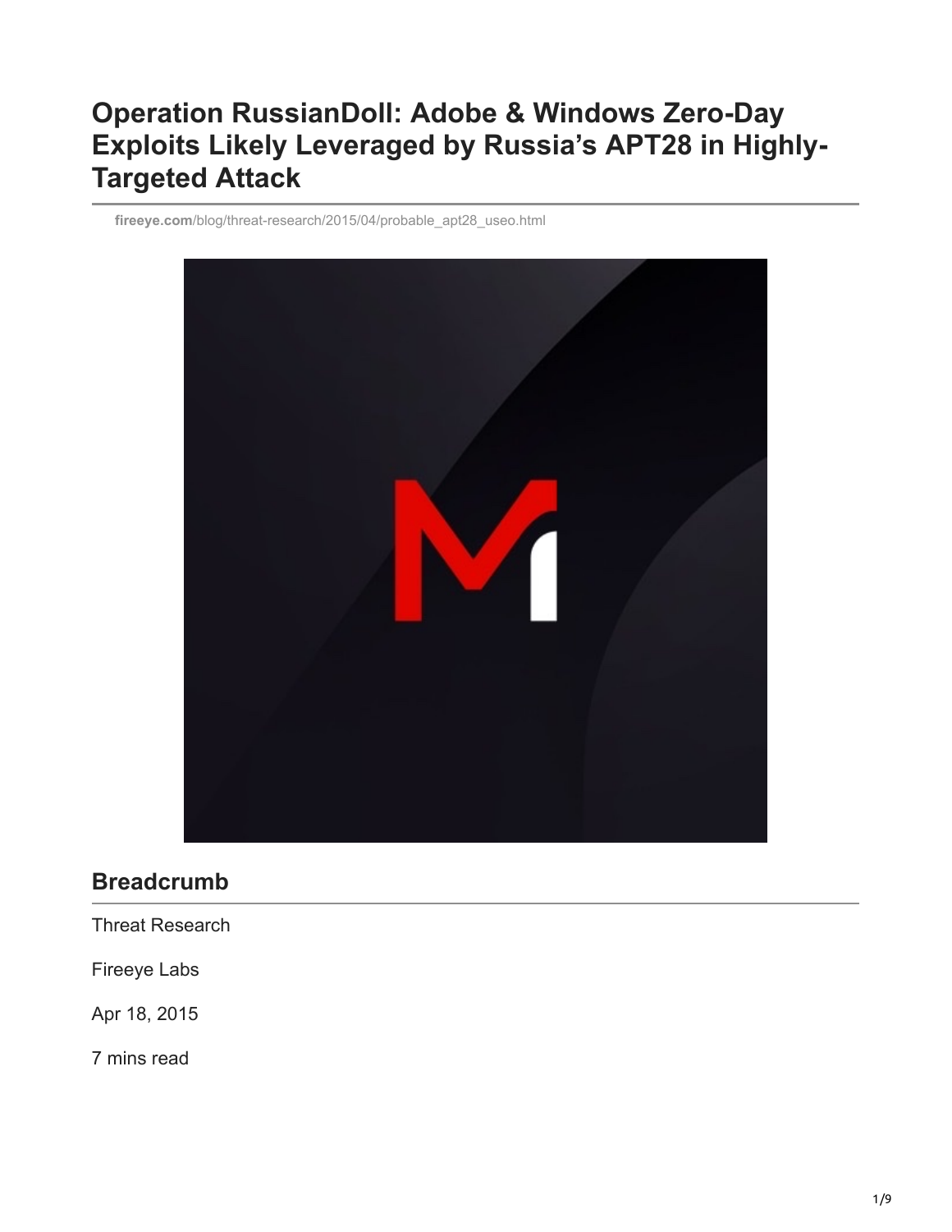# Operation RussianDoll: Adobe & Windows Zero-Day Exploits Likely Leveraged by Russia's APT28 in Highly-Targeted Attack

fireeye.com/blog/threat-research/2015/04/probable_apt28_useo.html

## Breadcrumb

Threat Research

Fireeye Labs

Apr 18, 2015

7 mins read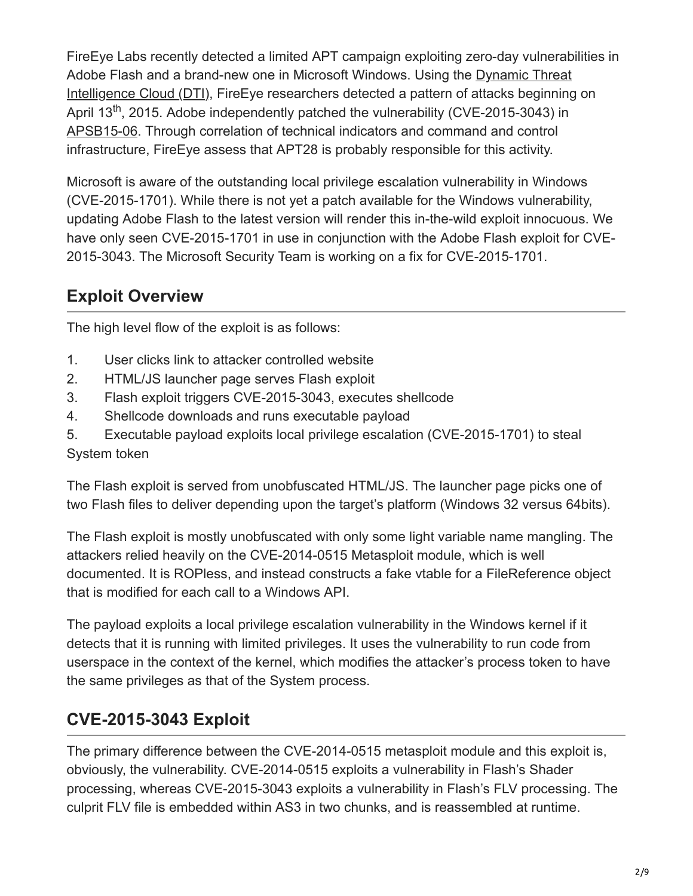FireEye Labs recently detected a limited APT campaign exploiting zero-day vulnerabilities in Adobe Flash and a brand-new one in Microsoft Windows. Using the Dynamic Threat Intelligence Cloud (DTI), FireEye researchers detected a pattern of attacks beginning on April 13th, 2015. Adobe independently patched the vulnerability (CVE-2015-3043) in APSB15-06. Through correlation of technical indicators and command and control infrastructure, FireEye assess that APT28 is probably responsible for this activity.

Microsoft is aware of the outstanding local privilege escalation vulnerability in Windows (CVE-2015-1701). While there is not yet a patch available for the Windows vulnerability, updating Adobe Flash to the latest version will render this in-the-wild exploit innocuous. We have only seen CVE-2015-1701 in use in conjunction with the Adobe Flash exploit for CVE-2015-3043. The Microsoft Security Team is working on a fix for CVE-2015-1701.

## Exploit Overview

The high level flow of the exploit is as follows:

1. User clicks link to attacker controlled website
2. HTML/JS launcher page serves Flash exploit
3. Flash exploit triggers CVE-2015-3043, executes shellcode
4. Shellcode downloads and runs executable payload
5. Executable payload exploits local privilege escalation (CVE-2015-1701) to steal System token

The Flash exploit is served from unobfuscated HTML/JS. The launcher page picks one of two Flash files to deliver depending upon the target's platform (Windows 32 versus 64bits).

The Flash exploit is mostly unobfuscated with only some light variable name mangling. The attackers relied heavily on the CVE-2014-0515 Metasploit module, which is well documented. It is ROPless, and instead constructs a fake vtable for a FileReference object that is modified for each call to a Windows API.

The payload exploits a local privilege escalation vulnerability in the Windows kernel if it detects that it is running with limited privileges. It uses the vulnerability to run code from userspace in the context of the kernel, which modifies the attacker's process token to have the same privileges as that of the System process.

## CVE-2015-3043 Exploit

The primary difference between the CVE-2014-0515 metasploit module and this exploit is, obviously, the vulnerability. CVE-2014-0515 exploits a vulnerability in Flash's Shader processing, whereas CVE-2015-3043 exploits a vulnerability in Flash's FLV processing. The culprit FLV file is embedded within AS3 in two chunks, and is reassembled at runtime.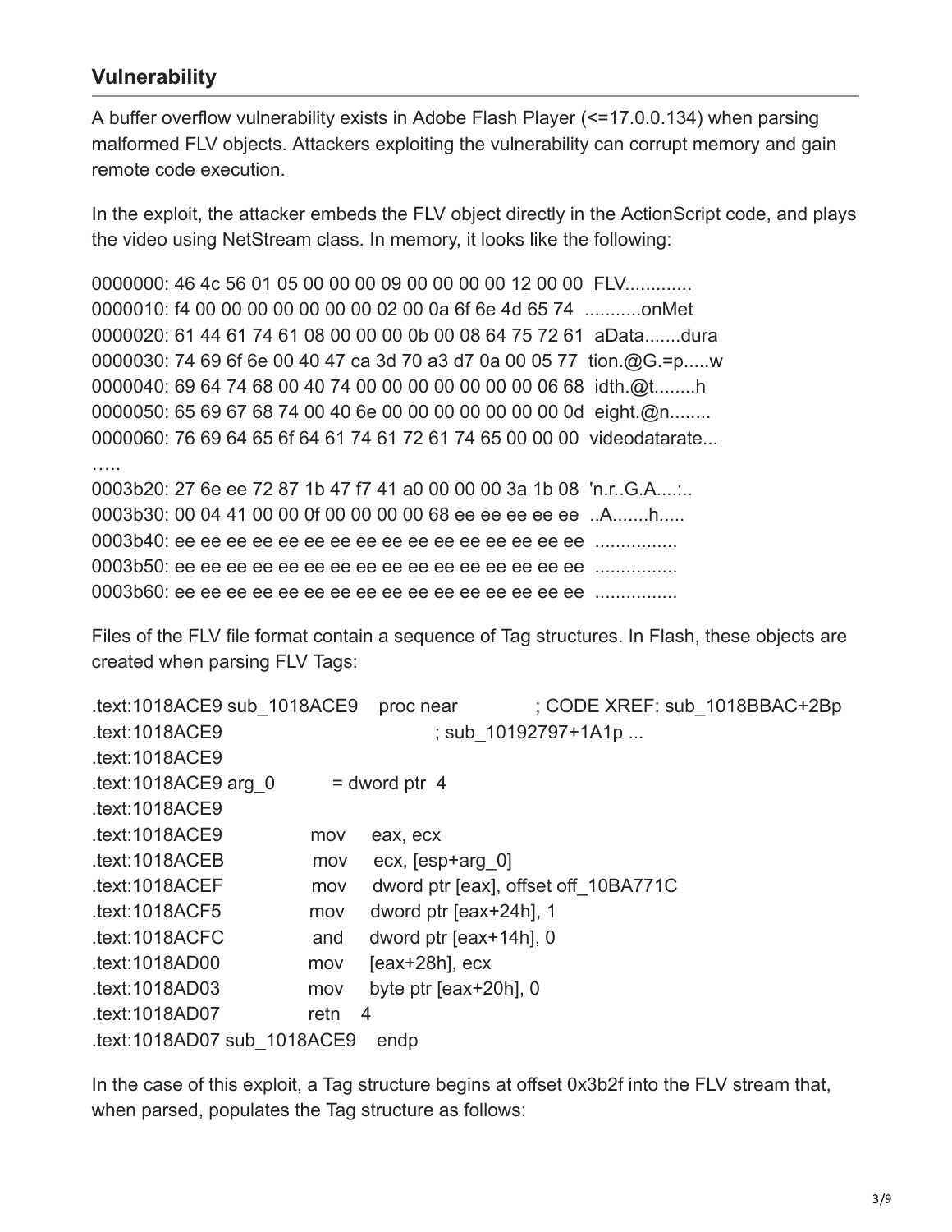## Vulnerability

A buffer overflow vulnerability exists in Adobe Flash Player (<=17.0.0.134) when parsing malformed FLV objects. Attackers exploiting the vulnerability can corrupt memory and gain remote code execution.

In the exploit, the attacker embeds the FLV object directly in the ActionScript code, and plays the video using NetStream class. In memory, it looks like the following:

```
0000000: 46 4c 56 01 05 00 00 00 09 00 00 00 00 12 00 00  FLV.............
0000010: f4 00 00 00 00 00 00 00 02 00 0a 6f 6e 4d 65 74  ...........onMet
0000020: 61 44 61 74 61 08 00 00 00 0b 00 08 64 75 72 61  aData.......dura
0000030: 74 69 6f 6e 00 40 47 ca 3d 70 a3 d7 0a 00 05 77  tion.@G.=p.....w
0000040: 69 64 74 68 00 40 74 00 00 00 00 00 00 00 06 68  idth.@t........h
0000050: 65 69 67 68 74 00 40 6e 00 00 00 00 00 00 00 0d  eight.@n........
0000060: 76 69 64 65 6f 64 61 74 61 72 61 74 65 00 00 00  videodatarate...
…..
0003b20: 27 6e ee 72 87 1b 47 f7 41 a0 00 00 00 3a 1b 08  'n.r..G.A....:..
0003b30: 00 04 41 00 00 0f 00 00 00 00 68 ee ee ee ee ee  ..A.......h.....
0003b40: ee ee ee ee ee ee ee ee ee ee ee ee ee ee ee ee  ................
0003b50: ee ee ee ee ee ee ee ee ee ee ee ee ee ee ee ee  ................
0003b60: ee ee ee ee ee ee ee ee ee ee ee ee ee ee ee ee  ................
```

Files of the FLV file format contain a sequence of Tag structures. In Flash, these objects are created when parsing FLV Tags:

```
.text:1018ACE9 sub_1018ACE9    proc near             ; CODE XREF: sub_1018BBAC+2Bp
.text:1018ACE9                                       ; sub_10192797+1A1p ...
.text:1018ACE9
.text:1018ACE9 arg_0         = dword ptr  4
.text:1018ACE9
.text:1018ACE9               mov     eax, ecx
.text:1018ACEB               mov     ecx, [esp+arg_0]
.text:1018ACEF               mov     dword ptr [eax], offset off_10BA771C
.text:1018ACF5               mov     dword ptr [eax+24h], 1
.text:1018ACFC               and     dword ptr [eax+14h], 0
.text:1018AD00               mov     [eax+28h], ecx
.text:1018AD03               mov     byte ptr [eax+20h], 0
.text:1018AD07               retn    4
.text:1018AD07 sub_1018ACE9    endp
```

In the case of this exploit, a Tag structure begins at offset 0x3b2f into the FLV stream that, when parsed, populates the Tag structure as follows: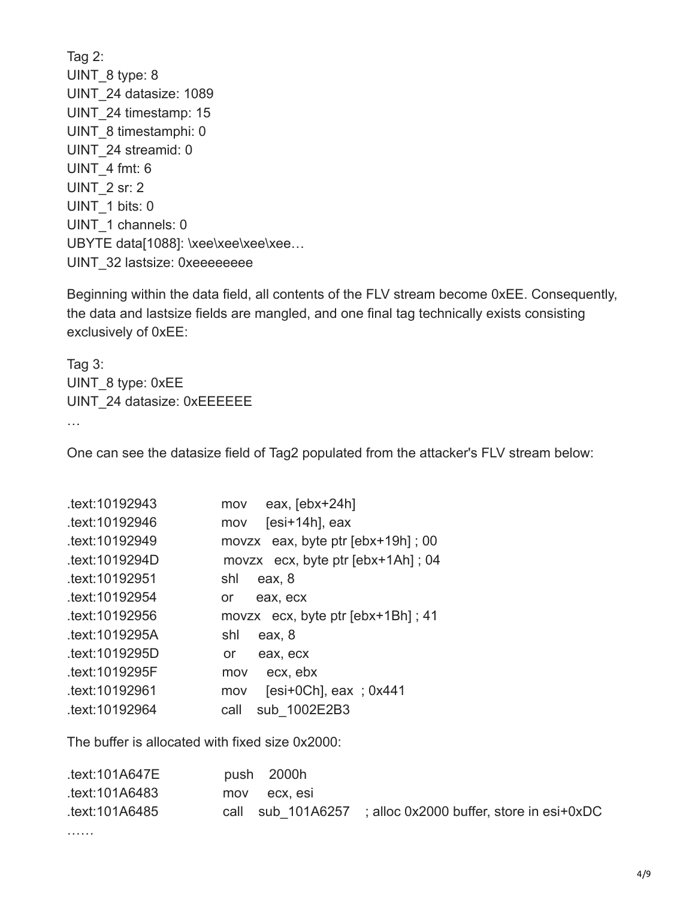Tag 2:
UINT_8 type: 8
UINT_24 datasize: 1089
UINT_24 timestamp: 15
UINT_8 timestamphi: 0
UINT_24 streamid: 0
UINT_4 fmt: 6
UINT_2 sr: 2
UINT_1 bits: 0
UINT_1 channels: 0
UBYTE data[1088]: \xee\xee\xee\xee…
UINT_32 lastsize: 0xeeeeeeee

Beginning within the data field, all contents of the FLV stream become 0xEE. Consequently, the data and lastsize fields are mangled, and one final tag technically exists consisting exclusively of 0xEE:

Tag 3:
UINT_8 type: 0xEE
UINT_24 datasize: 0xEEEEEE
…

One can see the datasize field of Tag2 populated from the attacker's FLV stream below:

```
.text:10192943    mov   eax, [ebx+24h]
.text:10192946    mov   [esi+14h], eax
.text:10192949    movzx eax, byte ptr [ebx+19h] ; 00
.text:1019294D    movzx ecx, byte ptr [ebx+1Ah] ; 04
.text:10192951    shl   eax, 8
.text:10192954    or    eax, ecx
.text:10192956    movzx ecx, byte ptr [ebx+1Bh] ; 41
.text:1019295A    shl   eax, 8
.text:1019295D    or    eax, ecx
.text:1019295F    mov   ecx, ebx
.text:10192961    mov   [esi+0Ch], eax ; 0x441
.text:10192964    call  sub_1002E2B3
```

The buffer is allocated with fixed size 0x2000:

```
.text:101A647E    push  2000h
.text:101A6483    mov   ecx, esi
.text:101A6485    call  sub_101A6257  ; alloc 0x2000 buffer, store in esi+0xDC
……
```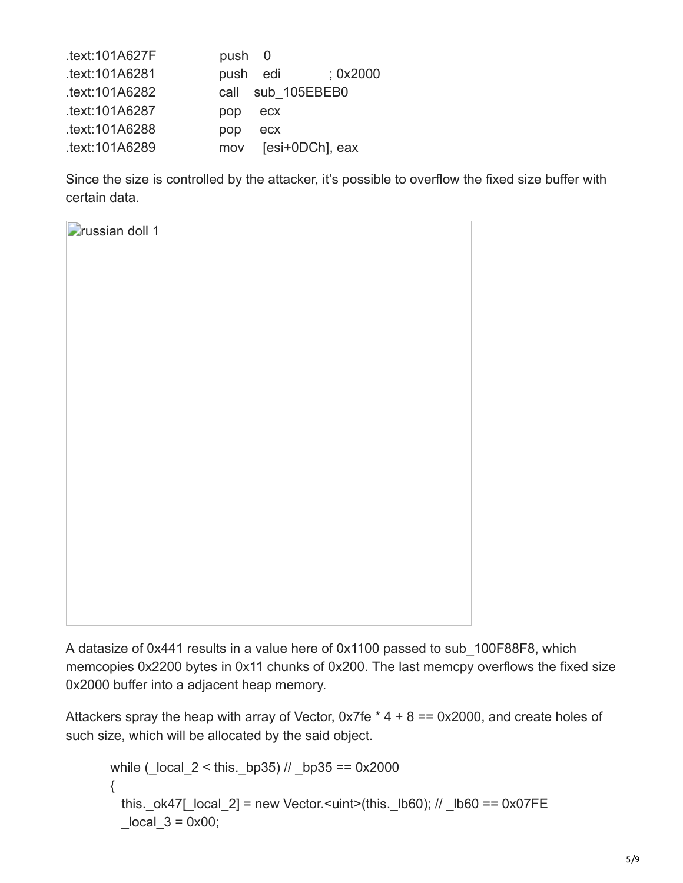```
.text:101A627F    push    0
.text:101A6281    push    edi         ; 0x2000
.text:101A6282    call    sub_105EBEB0
.text:101A6287    pop     ecx
.text:101A6288    pop     ecx
.text:101A6289    mov     [esi+0DCh], eax
```

Since the size is controlled by the attacker, it's possible to overflow the fixed size buffer with certain data.

russian doll 1

A datasize of 0x441 results in a value here of 0x1100 passed to sub_100F88F8, which memcopies 0x2200 bytes in 0x11 chunks of 0x200. The last memcpy overflows the fixed size 0x2000 buffer into a adjacent heap memory.

Attackers spray the heap with array of Vector, 0x7fe * 4 + 8 == 0x2000, and create holes of such size, which will be allocated by the said object.

```
while (_local_2 < this._bp35) // _bp35 == 0x2000
{
  this._ok47[_local_2] = new Vector.<uint>(this._lb60); // _lb60 == 0x07FE
  _local_3 = 0x00;
```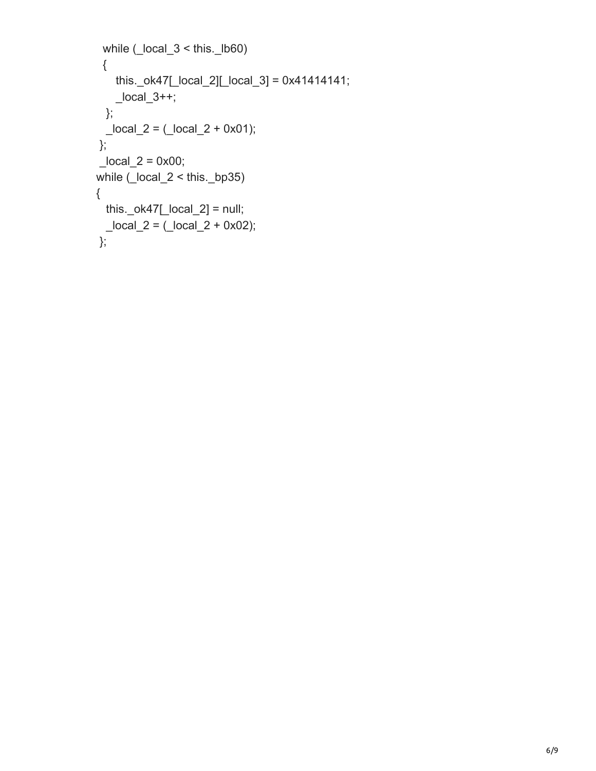```
  while (_local_3 < this._lb60)
  {
      this._ok47[_local_2][_local_3] = 0x41414141;
      _local_3++;
   };
   _local_2 = (_local_2 + 0x01);
 };
 _local_2 = 0x00;
while (_local_2 < this._bp35)
{
   this._ok47[_local_2] = null;
   _local_2 = (_local_2 + 0x02);
 };
```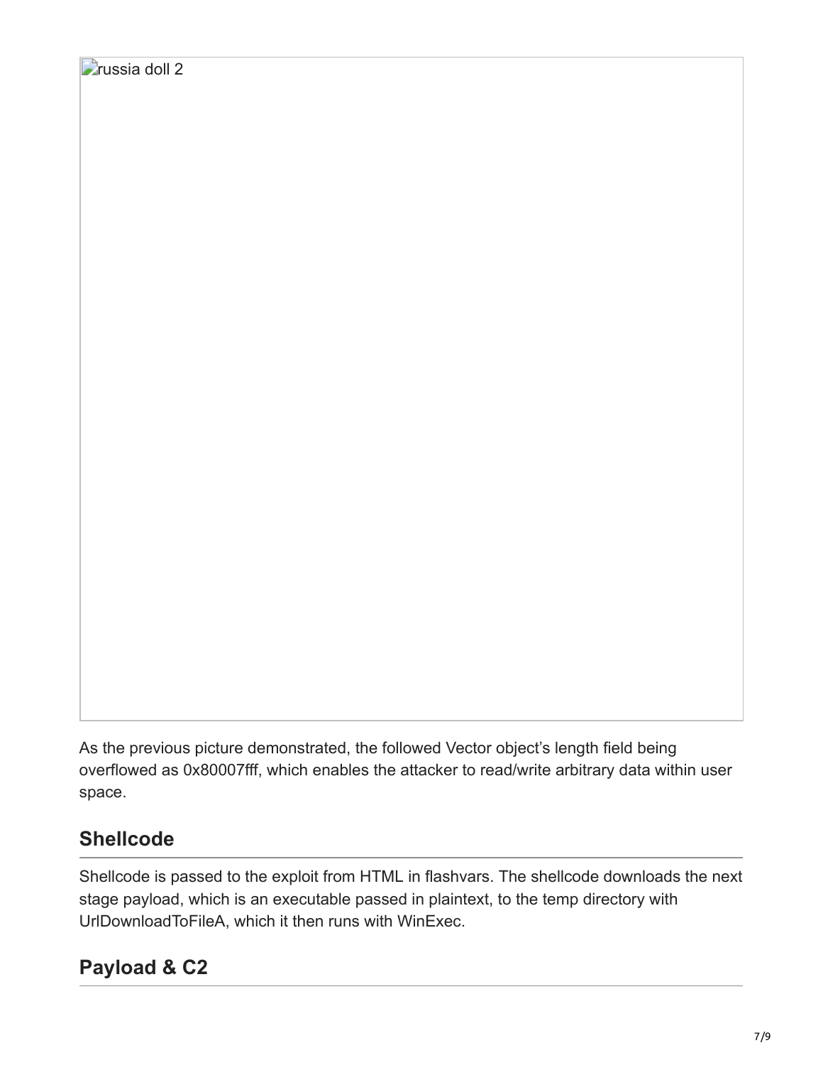russia doll 2

As the previous picture demonstrated, the followed Vector object's length field being overflowed as 0x80007fff, which enables the attacker to read/write arbitrary data within user space.

## Shellcode

Shellcode is passed to the exploit from HTML in flashvars. The shellcode downloads the next stage payload, which is an executable passed in plaintext, to the temp directory with UrlDownloadToFileA, which it then runs with WinExec.

## Payload & C2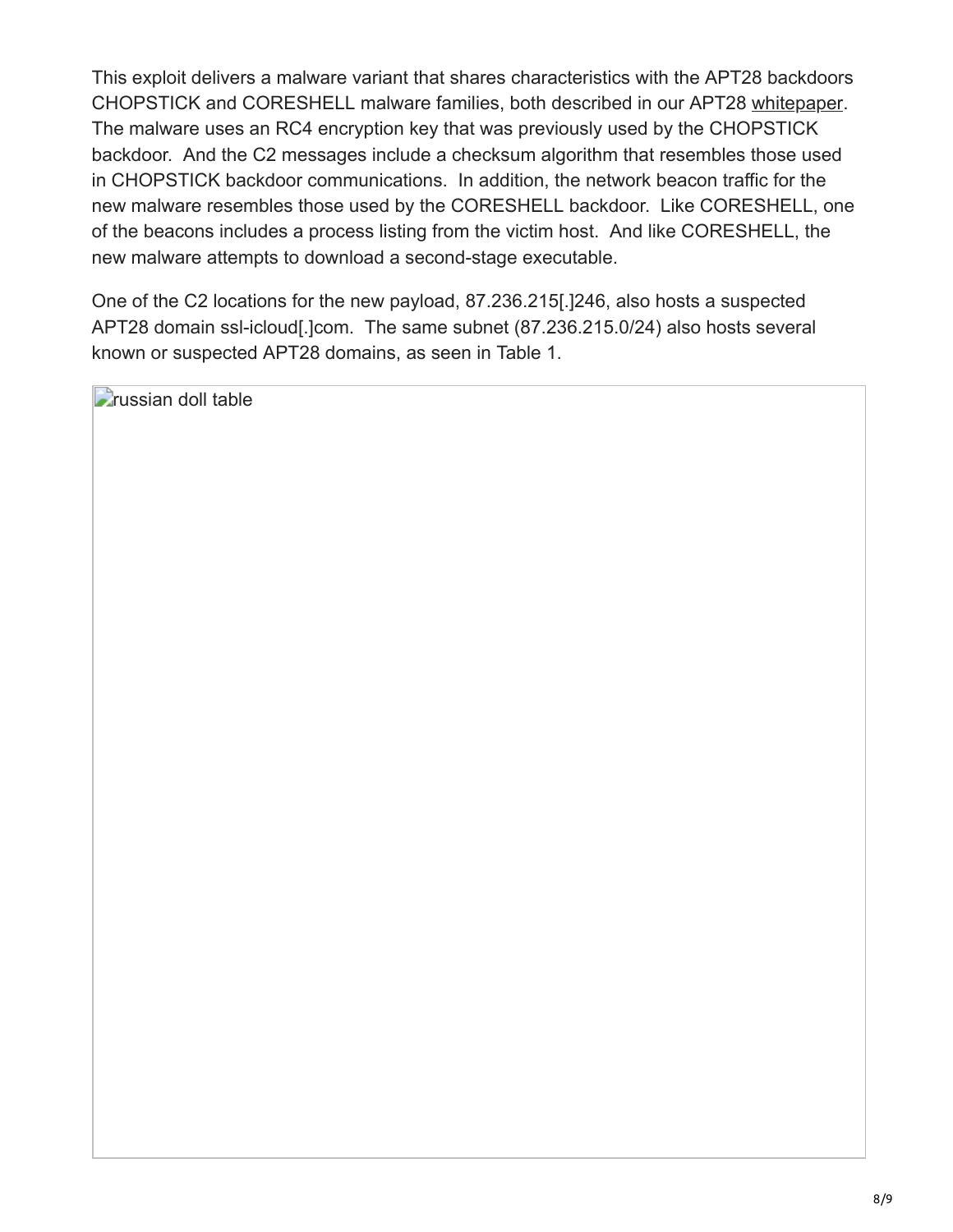This exploit delivers a malware variant that shares characteristics with the APT28 backdoors CHOPSTICK and CORESHELL malware families, both described in our APT28 whitepaper. The malware uses an RC4 encryption key that was previously used by the CHOPSTICK backdoor. And the C2 messages include a checksum algorithm that resembles those used in CHOPSTICK backdoor communications. In addition, the network beacon traffic for the new malware resembles those used by the CORESHELL backdoor. Like CORESHELL, one of the beacons includes a process listing from the victim host. And like CORESHELL, the new malware attempts to download a second-stage executable.

One of the C2 locations for the new payload, 87.236.215[.]246, also hosts a suspected APT28 domain ssl-icloud[.]com. The same subnet (87.236.215.0/24) also hosts several known or suspected APT28 domains, as seen in Table 1.

russian doll table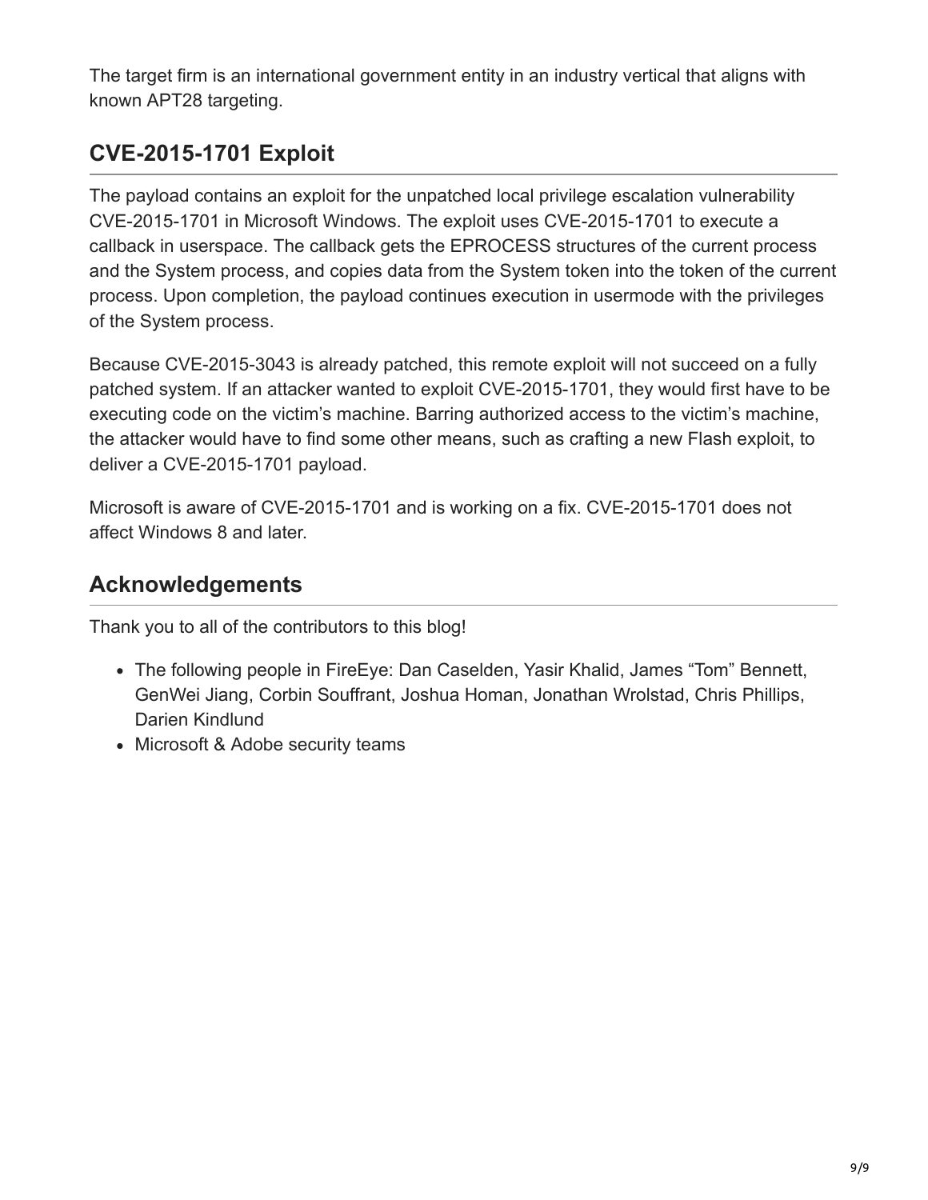The target firm is an international government entity in an industry vertical that aligns with known APT28 targeting.

## CVE-2015-1701 Exploit

The payload contains an exploit for the unpatched local privilege escalation vulnerability CVE-2015-1701 in Microsoft Windows. The exploit uses CVE-2015-1701 to execute a callback in userspace. The callback gets the EPROCESS structures of the current process and the System process, and copies data from the System token into the token of the current process. Upon completion, the payload continues execution in usermode with the privileges of the System process.

Because CVE-2015-3043 is already patched, this remote exploit will not succeed on a fully patched system. If an attacker wanted to exploit CVE-2015-1701, they would first have to be executing code on the victim's machine. Barring authorized access to the victim's machine, the attacker would have to find some other means, such as crafting a new Flash exploit, to deliver a CVE-2015-1701 payload.

Microsoft is aware of CVE-2015-1701 and is working on a fix. CVE-2015-1701 does not affect Windows 8 and later.

## Acknowledgements

Thank you to all of the contributors to this blog!

- The following people in FireEye: Dan Caselden, Yasir Khalid, James "Tom" Bennett, GenWei Jiang, Corbin Souffrant, Joshua Homan, Jonathan Wrolstad, Chris Phillips, Darien Kindlund
- Microsoft & Adobe security teams